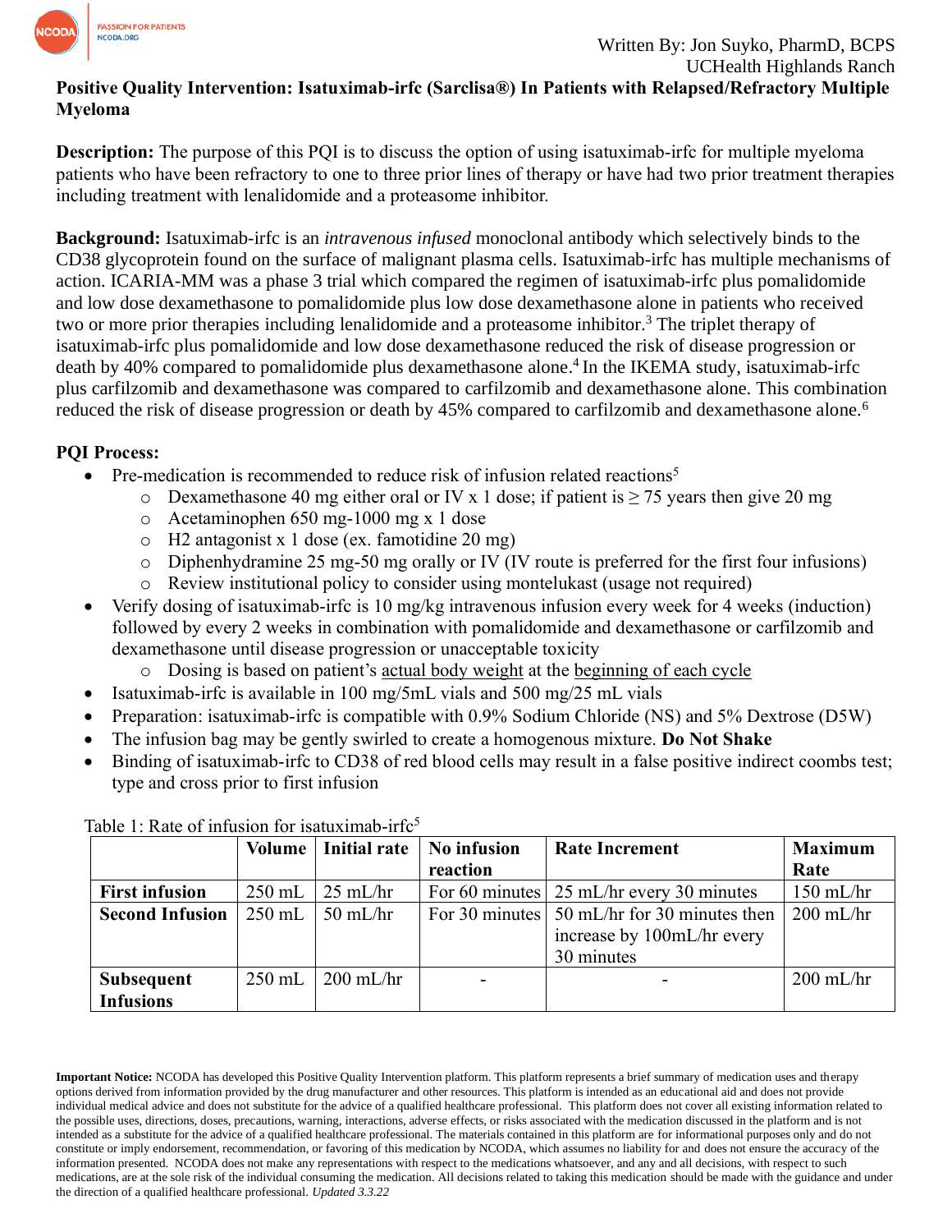Written By: Jon Suyko, PharmD, BCPS
UCHealth Highlands Ranch

# Positive Quality Intervention: Isatuximab-irfc (Sarclisa®) In Patients with Relapsed/Refractory Multiple Myeloma

**Description:** The purpose of this PQI is to discuss the option of using isatuximab-irfc for multiple myeloma patients who have been refractory to one to three prior lines of therapy or have had two prior treatment therapies including treatment with lenalidomide and a proteasome inhibitor.

**Background:** Isatuximab-irfc is an *intravenous infused* monoclonal antibody which selectively binds to the CD38 glycoprotein found on the surface of malignant plasma cells. Isatuximab-irfc has multiple mechanisms of action. ICARIA-MM was a phase 3 trial which compared the regimen of isatuximab-irfc plus pomalidomide and low dose dexamethasone to pomalidomide plus low dose dexamethasone alone in patients who received two or more prior therapies including lenalidomide and a proteasome inhibitor.[3] The triplet therapy of isatuximab-irfc plus pomalidomide and low dose dexamethasone reduced the risk of disease progression or death by 40% compared to pomalidomide plus dexamethasone alone.[4] In the IKEMA study, isatuximab-irfc plus carfilzomib and dexamethasone was compared to carfilzomib and dexamethasone alone. This combination reduced the risk of disease progression or death by 45% compared to carfilzomib and dexamethasone alone.[6]

**PQI Process:**

- Pre-medication is recommended to reduce risk of infusion related reactions[5]
  - Dexamethasone 40 mg either oral or IV x 1 dose; if patient is ≥ 75 years then give 20 mg
  - Acetaminophen 650 mg-1000 mg x 1 dose
  - H2 antagonist x 1 dose (ex. famotidine 20 mg)
  - Diphenhydramine 25 mg-50 mg orally or IV (IV route is preferred for the first four infusions)
  - Review institutional policy to consider using montelukast (usage not required)
- Verify dosing of isatuximab-irfc is 10 mg/kg intravenous infusion every week for 4 weeks (induction) followed by every 2 weeks in combination with pomalidomide and dexamethasone or carfilzomib and dexamethasone until disease progression or unacceptable toxicity
  - Dosing is based on patient's actual body weight at the beginning of each cycle
- Isatuximab-irfc is available in 100 mg/5mL vials and 500 mg/25 mL vials
- Preparation: isatuximab-irfc is compatible with 0.9% Sodium Chloride (NS) and 5% Dextrose (D5W)
- The infusion bag may be gently swirled to create a homogenous mixture. **Do Not Shake**
- Binding of isatuximab-irfc to CD38 of red blood cells may result in a false positive indirect coombs test; type and cross prior to first infusion

Table 1: Rate of infusion for isatuximab-irfc[5]

| | Volume | Initial rate | No infusion reaction | Rate Increment | Maximum Rate |
|---|---|---|---|---|---|
| **First infusion** | 250 mL | 25 mL/hr | For 60 minutes | 25 mL/hr every 30 minutes | 150 mL/hr |
| **Second Infusion** | 250 mL | 50 mL/hr | For 30 minutes | 50 mL/hr for 30 minutes then increase by 100mL/hr every 30 minutes | 200 mL/hr |
| **Subsequent Infusions** | 250 mL | 200 mL/hr | - | - | 200 mL/hr |

**Important Notice:** NCODA has developed this Positive Quality Intervention platform. This platform represents a brief summary of medication uses and therapy options derived from information provided by the drug manufacturer and other resources. This platform is intended as an educational aid and does not provide individual medical advice and does not substitute for the advice of a qualified healthcare professional. This platform does not cover all existing information related to the possible uses, directions, doses, precautions, warning, interactions, adverse effects, or risks associated with the medication discussed in the platform and is not intended as a substitute for the advice of a qualified healthcare professional. The materials contained in this platform are for informational purposes only and do not constitute or imply endorsement, recommendation, or favoring of this medication by NCODA, which assumes no liability for and does not ensure the accuracy of the information presented. NCODA does not make any representations with respect to the medications whatsoever, and any and all decisions, with respect to such medications, are at the sole risk of the individual consuming the medication. All decisions related to taking this medication should be made with the guidance and under the direction of a qualified healthcare professional. *Updated 3.3.22*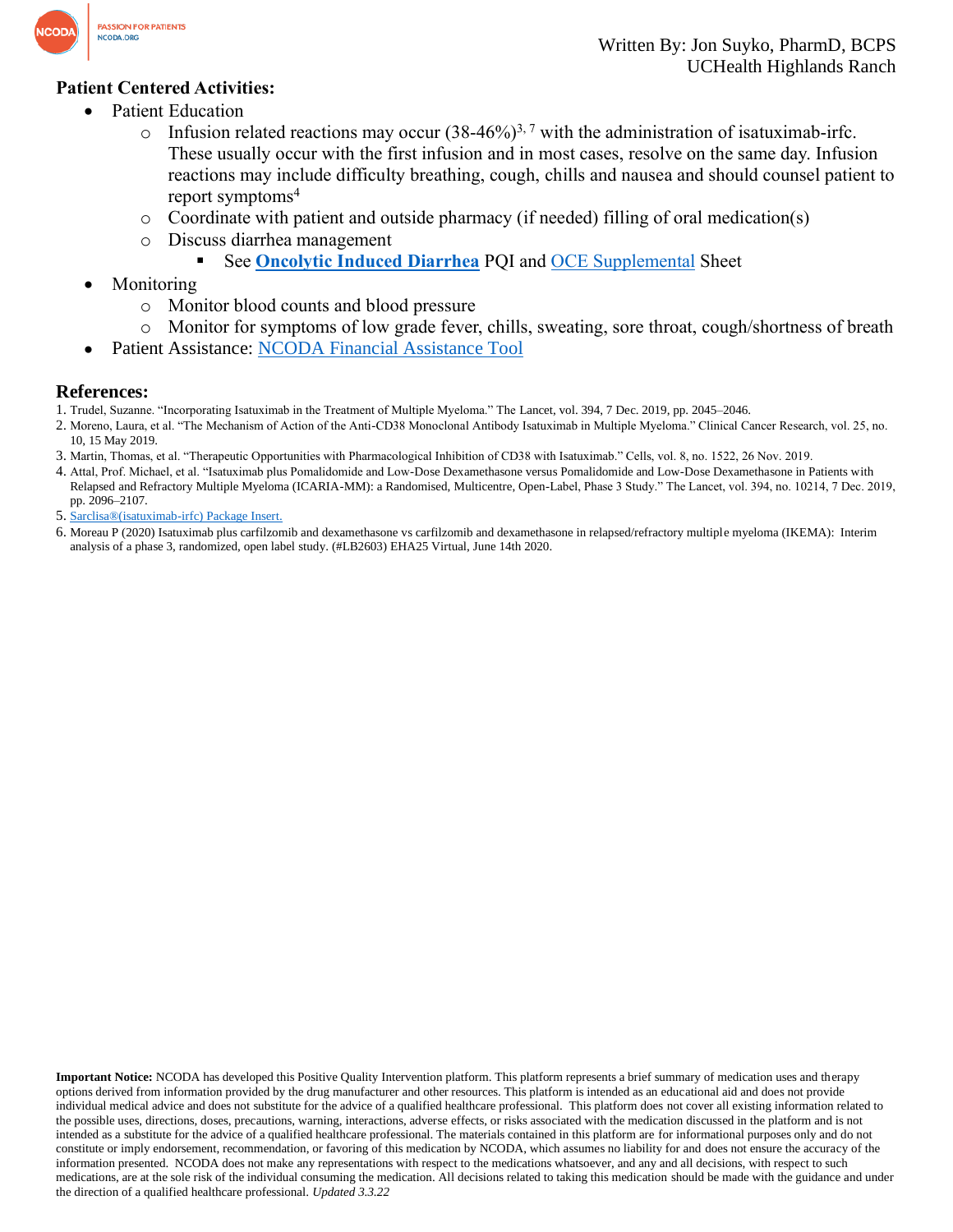Written By: Jon Suyko, PharmD, BCPS
UCHealth Highlands Ranch

**Patient Centered Activities:**

- Patient Education
  - Infusion related reactions may occur (38-46%)[3, 7] with the administration of isatuximab-irfc. These usually occur with the first infusion and in most cases, resolve on the same day. Infusion reactions may include difficulty breathing, cough, chills and nausea and should counsel patient to report symptoms[4]
  - Coordinate with patient and outside pharmacy (if needed) filling of oral medication(s)
  - Discuss diarrhea management
    - See **Oncolytic Induced Diarrhea** PQI and OCE Supplemental Sheet
- Monitoring
  - Monitor blood counts and blood pressure
  - Monitor for symptoms of low grade fever, chills, sweating, sore throat, cough/shortness of breath
- Patient Assistance: NCODA Financial Assistance Tool

**References:**

1. Trudel, Suzanne. "Incorporating Isatuximab in the Treatment of Multiple Myeloma." The Lancet, vol. 394, 7 Dec. 2019, pp. 2045–2046.
2. Moreno, Laura, et al. "The Mechanism of Action of the Anti-CD38 Monoclonal Antibody Isatuximab in Multiple Myeloma." Clinical Cancer Research, vol. 25, no. 10, 15 May 2019.
3. Martin, Thomas, et al. "Therapeutic Opportunities with Pharmacological Inhibition of CD38 with Isatuximab." Cells, vol. 8, no. 1522, 26 Nov. 2019.
4. Attal, Prof. Michael, et al. "Isatuximab plus Pomalidomide and Low-Dose Dexamethasone versus Pomalidomide and Low-Dose Dexamethasone in Patients with Relapsed and Refractory Multiple Myeloma (ICARIA-MM): a Randomised, Multicentre, Open-Label, Phase 3 Study." The Lancet, vol. 394, no. 10214, 7 Dec. 2019, pp. 2096–2107.
5. Sarclisa®(isatuximab-irfc) Package Insert.
6. Moreau P (2020) Isatuximab plus carfilzomib and dexamethasone vs carfilzomib and dexamethasone in relapsed/refractory multiple myeloma (IKEMA): Interim analysis of a phase 3, randomized, open label study. (#LB2603) EHA25 Virtual, June 14th 2020.

**Important Notice:** NCODA has developed this Positive Quality Intervention platform. This platform represents a brief summary of medication uses and therapy options derived from information provided by the drug manufacturer and other resources. This platform is intended as an educational aid and does not provide individual medical advice and does not substitute for the advice of a qualified healthcare professional. This platform does not cover all existing information related to the possible uses, directions, doses, precautions, warning, interactions, adverse effects, or risks associated with the medication discussed in the platform and is not intended as a substitute for the advice of a qualified healthcare professional. The materials contained in this platform are for informational purposes only and do not constitute or imply endorsement, recommendation, or favoring of this medication by NCODA, which assumes no liability for and does not ensure the accuracy of the information presented. NCODA does not make any representations with respect to the medications whatsoever, and any and all decisions, with respect to such medications, are at the sole risk of the individual consuming the medication. All decisions related to taking this medication should be made with the guidance and under the direction of a qualified healthcare professional. *Updated 3.3.22*